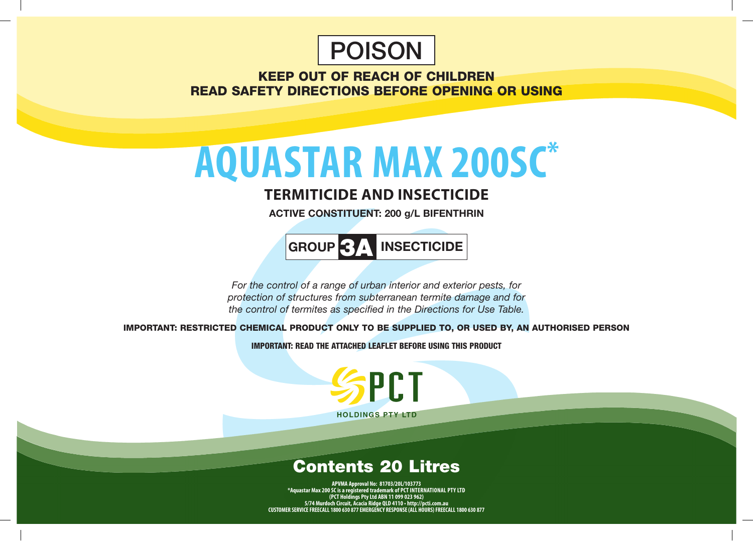# POISON

**KEEP OUT OF REACH OF CHILDREN**
**READ SAFETY DIRECTIONS BEFORE OPENING OR USING**

# AQUASTAR MAX 200SC*

## TERMITICIDE AND INSECTICIDE

**ACTIVE CONSTITUENT: 200 g/L BIFENTHRIN**

**GROUP 3A INSECTICIDE**

*For the control of a range of urban interior and exterior pests, for protection of structures from subterranean termite damage and for the control of termites as specified in the Directions for Use Table.*

**IMPORTANT: RESTRICTED CHEMICAL PRODUCT ONLY TO BE SUPPLIED TO, OR USED BY, AN AUTHORISED PERSON**

**IMPORTANT: READ THE ATTACHED LEAFLET BEFORE USING THIS PRODUCT**

PCT
HOLDINGS PTY LTD

## Contents 20 Litres

APVMA Approval No: 81703/20L/103773
*Aquastar Max 200 SC is a registered trademark of PCT INTERNATIONAL PTY LTD
(PCT Holdings Pty Ltd ABN 11 099 023 962)
5/74 Murdoch Circuit, Acacia Ridge QLD 4110 • http://pcti.com.au
CUSTOMER SERVICE FREECALL 1800 630 877 EMERGENCY RESPONSE (ALL HOURS) FREECALL 1800 630 877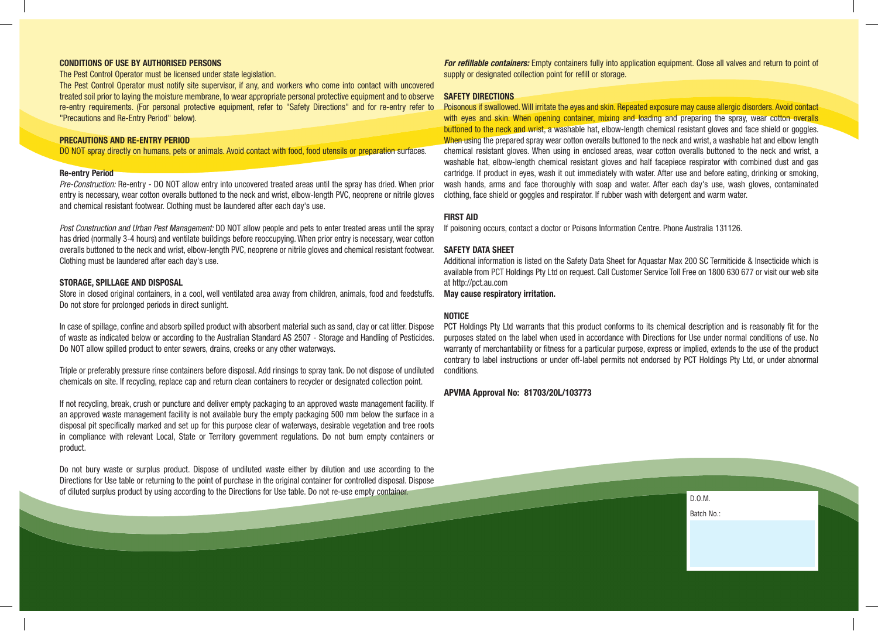## CONDITIONS OF USE BY AUTHORISED PERSONS

The Pest Control Operator must be licensed under state legislation.

The Pest Control Operator must notify site supervisor, if any, and workers who come into contact with uncovered treated soil prior to laying the moisture membrane, to wear appropriate personal protective equipment and to observe re-entry requirements. (For personal protective equipment, refer to "Safety Directions" and for re-entry refer to "Precautions and Re-Entry Period" below).

## PRECAUTIONS AND RE-ENTRY PERIOD

DO NOT spray directly on humans, pets or animals. Avoid contact with food, food utensils or preparation surfaces.

### Re-entry Period

*Pre-Construction:* Re-entry - DO NOT allow entry into uncovered treated areas until the spray has dried. When prior entry is necessary, wear cotton overalls buttoned to the neck and wrist, elbow-length PVC, neoprene or nitrile gloves and chemical resistant footwear. Clothing must be laundered after each day's use.

*Post Construction and Urban Pest Management:* DO NOT allow people and pets to enter treated areas until the spray has dried (normally 3-4 hours) and ventilate buildings before reoccupying. When prior entry is necessary, wear cotton overalls buttoned to the neck and wrist, elbow-length PVC, neoprene or nitrile gloves and chemical resistant footwear. Clothing must be laundered after each day's use.

## STORAGE, SPILLAGE AND DISPOSAL

Store in closed original containers, in a cool, well ventilated area away from children, animals, food and feedstuffs. Do not store for prolonged periods in direct sunlight.

In case of spillage, confine and absorb spilled product with absorbent material such as sand, clay or cat litter. Dispose of waste as indicated below or according to the Australian Standard AS 2507 - Storage and Handling of Pesticides. Do NOT allow spilled product to enter sewers, drains, creeks or any other waterways.

Triple or preferably pressure rinse containers before disposal. Add rinsings to spray tank. Do not dispose of undiluted chemicals on site. If recycling, replace cap and return clean containers to recycler or designated collection point.

If not recycling, break, crush or puncture and deliver empty packaging to an approved waste management facility. If an approved waste management facility is not available bury the empty packaging 500 mm below the surface in a disposal pit specifically marked and set up for this purpose clear of waterways, desirable vegetation and tree roots in compliance with relevant Local, State or Territory government regulations. Do not burn empty containers or product.

Do not bury waste or surplus product. Dispose of undiluted waste either by dilution and use according to the Directions for Use table or returning to the point of purchase in the original container for controlled disposal. Dispose of diluted surplus product by using according to the Directions for Use table. Do not re-use empty container.

***For refillable containers:*** Empty containers fully into application equipment. Close all valves and return to point of supply or designated collection point for refill or storage.

## SAFETY DIRECTIONS

Poisonous if swallowed. Will irritate the eyes and skin. Repeated exposure may cause allergic disorders. Avoid contact with eyes and skin. When opening container, mixing and loading and preparing the spray, wear cotton overalls buttoned to the neck and wrist, a washable hat, elbow-length chemical resistant gloves and face shield or goggles. When using the prepared spray wear cotton overalls buttoned to the neck and wrist, a washable hat and elbow length chemical resistant gloves. When using in enclosed areas, wear cotton overalls buttoned to the neck and wrist, a washable hat, elbow-length chemical resistant gloves and half facepiece respirator with combined dust and gas cartridge. If product in eyes, wash it out immediately with water. After use and before eating, drinking or smoking, wash hands, arms and face thoroughly with soap and water. After each day's use, wash gloves, contaminated clothing, face shield or goggles and respirator. If rubber wash with detergent and warm water.

## FIRST AID

If poisoning occurs, contact a doctor or Poisons Information Centre. Phone Australia 131126.

## SAFETY DATA SHEET

Additional information is listed on the Safety Data Sheet for Aquastar Max 200 SC Termiticide & Insecticide which is available from PCT Holdings Pty Ltd on request. Call Customer Service Toll Free on 1800 630 677 or visit our web site at http://pct.au.com

**May cause respiratory irritation.**

## NOTICE

PCT Holdings Pty Ltd warrants that this product conforms to its chemical description and is reasonably fit for the purposes stated on the label when used in accordance with Directions for Use under normal conditions of use. No warranty of merchantability or fitness for a particular purpose, express or implied, extends to the use of the product contrary to label instructions or under off-label permits not endorsed by PCT Holdings Pty Ltd, or under abnormal conditions.

**APVMA Approval No: 81703/20L/103773**

D.O.M.

Batch No.: